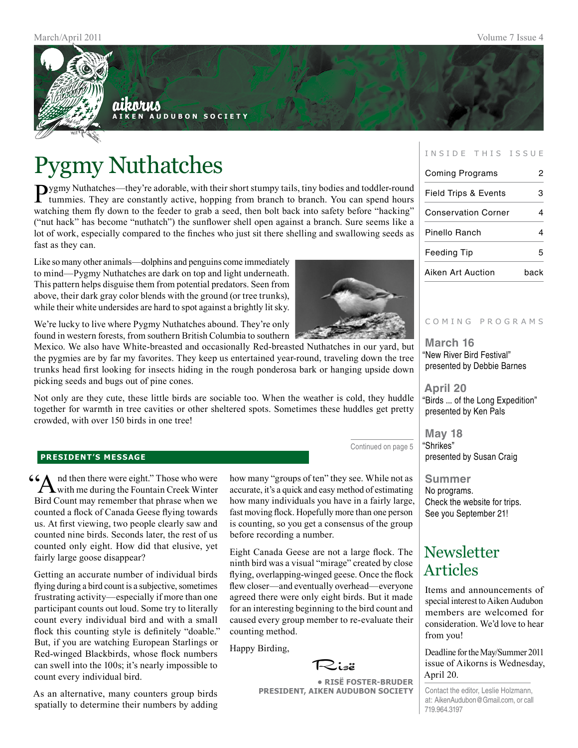# aikorns

**AIKEN AUDUBON SOCIETY**

# Pygmy Nuthatches

Pygmy Nuthatches—they're adorable, with their short stumpy tails, tiny bodies and toddler-round tummies. They are constantly active, hopping from branch to branch. You can spend hours watching them fly down to the feeder to grab a seed, then bolt back into safety before "hacking" ("nut hack" has become "nuthatch") the sunflower shell open against a branch. Sure seems like a lot of work, especially compared to the finches who just sit there shelling and swallowing seeds as fast as they can.

Like so many other animals—dolphins and penguins come immediately to mind—Pygmy Nuthatches are dark on top and light underneath. This pattern helps disguise them from potential predators. Seen from above, their dark gray color blends with the ground (or tree trunks), while their white undersides are hard to spot against a brightly lit sky.

We're lucky to live where Pygmy Nuthatches abound. They're only found in western forests, from southern British Columbia to southern Mexico. We also have White-breasted and occasionally Red-breasted Nuthatches in our yard, but the pygmies are by far my favorites. They keep us entertained year-round, traveling down the tree trunks head first looking for insects hiding in the rough ponderosa bark or hanging upside down picking seeds and bugs out of pine cones.

Not only are they cute, these little birds are sociable too. When the weather is cold, they huddle together for warmth in tree cavities or other sheltered spots. Sometimes these huddles get pretty crowded, with over 150 birds in one tree!

Continued on page 5

## PRESIDENT'S MESSAGE

"And then there were eight." Those who were with me during the Fountain Creek Winter Bird Count may remember that phrase when we counted a flock of Canada Geese flying towards us. At first viewing, two people clearly saw and counted nine birds. Seconds later, the rest of us counted only eight. How did that elusive, yet fairly large goose disappear?

Getting an accurate number of individual birds flying during a bird count is a subjective, sometimes frustrating activity—especially if more than one participant counts out loud. Some try to literally count every individual bird and with a small flock this counting style is definitely "doable." But, if you are watching European Starlings or Red-winged Blackbirds, whose flock numbers can swell into the 100s; it's nearly impossible to count every individual bird.

As an alternative, many counters group birds spatially to determine their numbers by adding how many "groups of ten" they see. While not as accurate, it's a quick and easy method of estimating how many individuals you have in a fairly large, fast moving flock. Hopefully more than one person is counting, so you get a consensus of the group before recording a number.

Eight Canada Geese are not a large flock. The ninth bird was a visual "mirage" created by close flying, overlapping-winged geese. Once the flock flew closer—and eventually overhead—everyone agreed there were only eight birds. But it made for an interesting beginning to the bird count and caused every group member to re-evaluate their counting method.

Happy Birding,

Risë

**• RISË FOSTER-BRUDER**
**PRESIDENT, AIKEN AUDUBON SOCIETY**

## INSIDE THIS ISSUE

| | |
|---|---|
| Coming Programs | 2 |
| Field Trips & Events | 3 |
| Conservation Corner | 4 |
| Pinello Ranch | 4 |
| Feeding Tip | 5 |
| Aiken Art Auction | back |

## COMING PROGRAMS

**March 16**
"New River Bird Festival" presented by Debbie Barnes

**April 20**
"Birds ... of the Long Expedition" presented by Ken Pals

**May 18**
"Shrikes" presented by Susan Craig

**Summer**
No programs. Check the website for trips. See you September 21!

## Newsletter Articles

Items and announcements of special interest to Aiken Audubon members are welcomed for consideration. We'd love to hear from you!

Deadline for the May/Summer 2011 issue of Aikorns is Wednesday, April 20.

Contact the editor, Leslie Holzmann, at: AikenAudubon@Gmail.com, or call 719.964.3197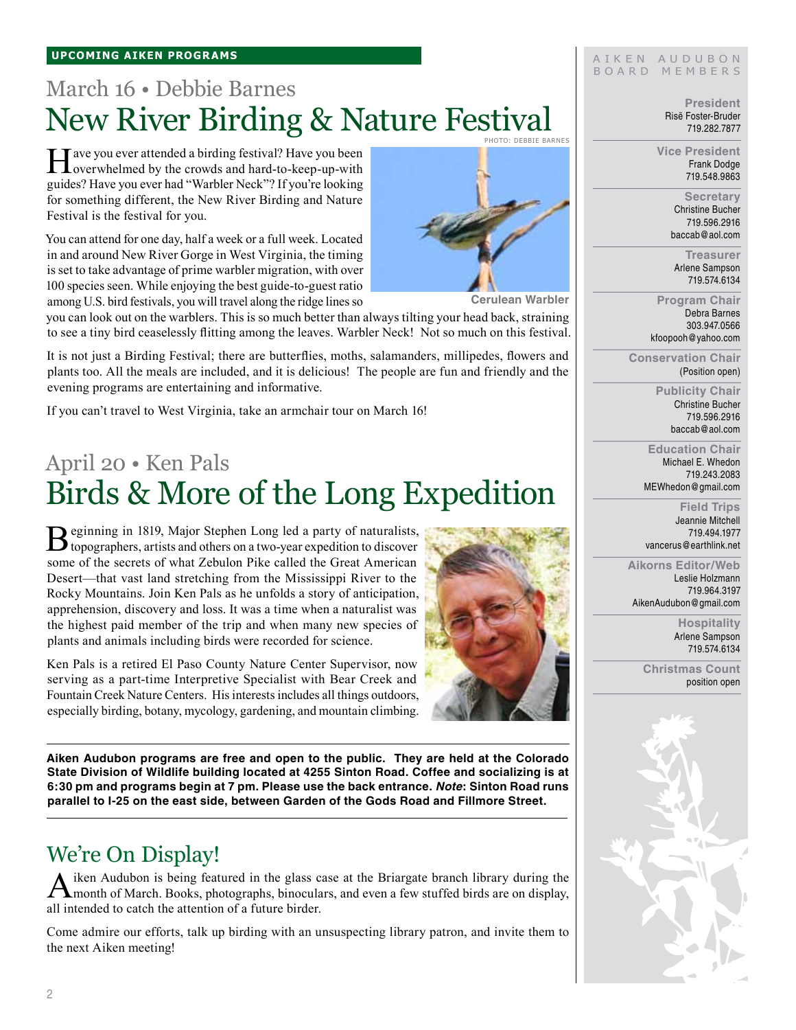**UPCOMING AIKEN PROGRAMS**

## March 16 • Debbie Barnes
# New River Birding & Nature Festival

PHOTO: DEBBIE BARNES

Have you ever attended a birding festival? Have you been overwhelmed by the crowds and hard-to-keep-up-with guides? Have you ever had "Warbler Neck"? If you're looking for something different, the New River Birding and Nature Festival is the festival for you.

You can attend for one day, half a week or a full week. Located in and around New River Gorge in West Virginia, the timing is set to take advantage of prime warbler migration, with over 100 species seen. While enjoying the best guide-to-guest ratio among U.S. bird festivals, you will travel along the ridge lines so you can look out on the warblers. This is so much better than always tilting your head back, straining to see a tiny bird ceaselessly flitting among the leaves. Warbler Neck! Not so much on this festival.

**Cerulean Warbler**

It is not just a Birding Festival; there are butterflies, moths, salamanders, millipedes, flowers and plants too. All the meals are included, and it is delicious! The people are fun and friendly and the evening programs are entertaining and informative.

If you can't travel to West Virginia, take an armchair tour on March 16!

## April 20 • Ken Pals
# Birds & More of the Long Expedition

Beginning in 1819, Major Stephen Long led a party of naturalists, topographers, artists and others on a two-year expedition to discover some of the secrets of what Zebulon Pike called the Great American Desert—that vast land stretching from the Mississippi River to the Rocky Mountains. Join Ken Pals as he unfolds a story of anticipation, apprehension, discovery and loss. It was a time when a naturalist was the highest paid member of the trip and when many new species of plants and animals including birds were recorded for science.

Ken Pals is a retired El Paso County Nature Center Supervisor, now serving as a part-time Interpretive Specialist with Bear Creek and Fountain Creek Nature Centers. His interests includes all things outdoors, especially birding, botany, mycology, gardening, and mountain climbing.

**Aiken Audubon programs are free and open to the public. They are held at the Colorado State Division of Wildlife building located at 4255 Sinton Road. Coffee and socializing is at 6:30 pm and programs begin at 7 pm. Please use the back entrance. *Note*: Sinton Road runs parallel to I-25 on the east side, between Garden of the Gods Road and Fillmore Street.**

## We're On Display!

Aiken Audubon is being featured in the glass case at the Briargate branch library during the month of March. Books, photographs, binoculars, and even a few stuffed birds are on display, all intended to catch the attention of a future birder.

Come admire our efforts, talk up birding with an unsuspecting library patron, and invite them to the next Aiken meeting!

### AIKEN AUDUBON BOARD MEMBERS

**President**
Risë Foster-Bruder
719.282.7877

**Vice President**
Frank Dodge
719.548.9863

**Secretary**
Christine Bucher
719.596.2916
baccab@aol.com

**Treasurer**
Arlene Sampson
719.574.6134

**Program Chair**
Debra Barnes
303.947.0566
kfoopooh@yahoo.com

**Conservation Chair**
(Position open)

**Publicity Chair**
Christine Bucher
719.596.2916
baccab@aol.com

**Education Chair**
Michael E. Whedon
719.243.2083
MEWhedon@gmail.com

**Field Trips**
Jeannie Mitchell
719.494.1977
vancerus@earthlink.net

**Aikorns Editor/Web**
Leslie Holzmann
719.964.3197
AikenAudubon@gmail.com

**Hospitality**
Arlene Sampson
719.574.6134

**Christmas Count**
position open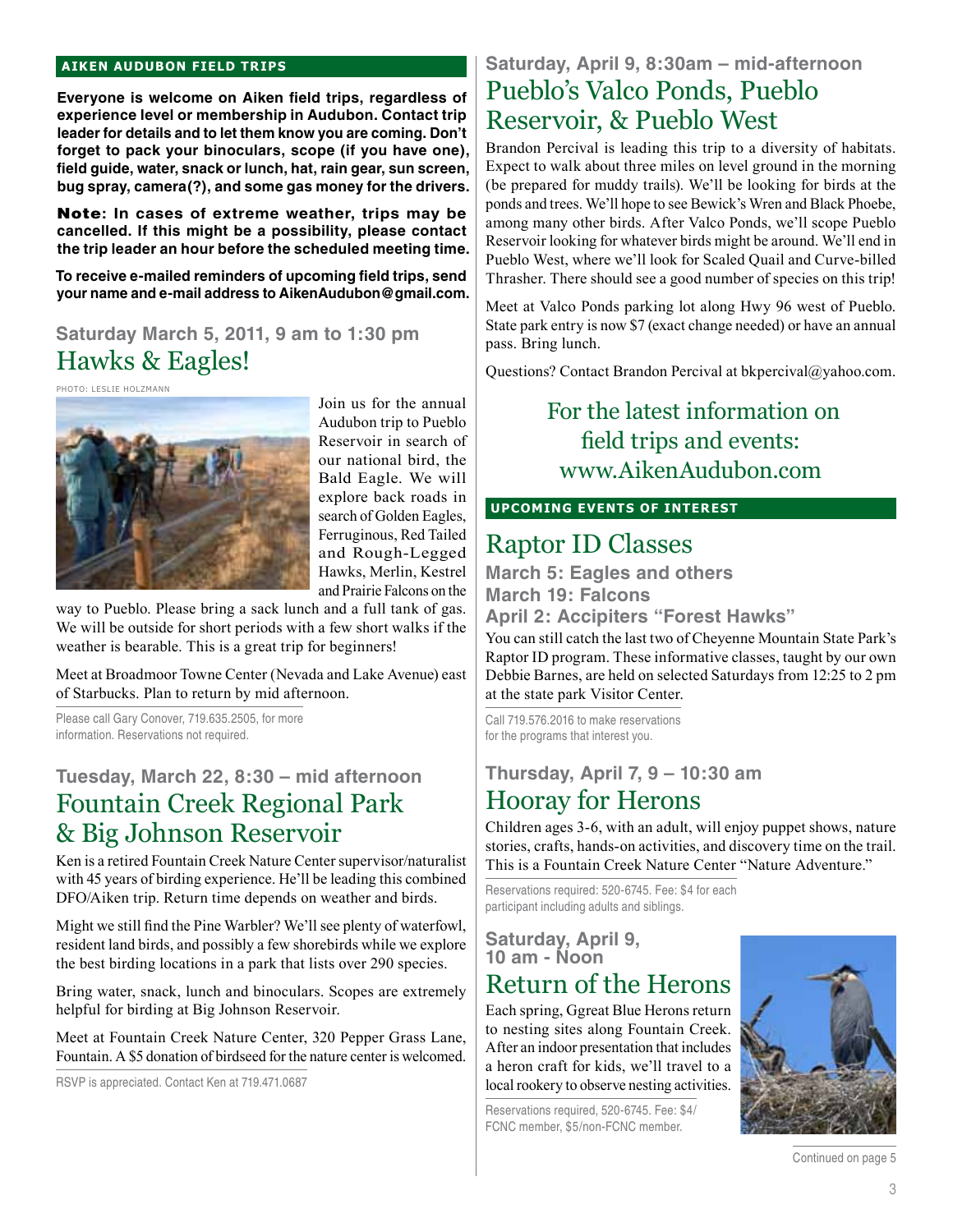## AIKEN AUDUBON FIELD TRIPS

**Everyone is welcome on Aiken field trips, regardless of experience level or membership in Audubon. Contact trip leader for details and to let them know you are coming. Don't forget to pack your binoculars, scope (if you have one), field guide, water, snack or lunch, hat, rain gear, sun screen, bug spray, camera(?), and some gas money for the drivers.**

**Note: In cases of extreme weather, trips may be cancelled. If this might be a possibility, please contact the trip leader an hour before the scheduled meeting time.**

**To receive e-mailed reminders of upcoming field trips, send your name and e-mail address to AikenAudubon@gmail.com.**

### Saturday March 5, 2011, 9 am to 1:30 pm

## Hawks & Eagles!

PHOTO: LESLIE HOLZMANN

Join us for the annual Audubon trip to Pueblo Reservoir in search of our national bird, the Bald Eagle. We will explore back roads in search of Golden Eagles, Ferruginous, Red Tailed and Rough-Legged Hawks, Merlin, Kestrel and Prairie Falcons on the way to Pueblo. Please bring a sack lunch and a full tank of gas. We will be outside for short periods with a few short walks if the weather is bearable. This is a great trip for beginners!

Meet at Broadmoor Towne Center (Nevada and Lake Avenue) east of Starbucks. Plan to return by mid afternoon.

Please call Gary Conover, 719.635.2505, for more information. Reservations not required.

### Tuesday, March 22, 8:30 – mid afternoon

## Fountain Creek Regional Park & Big Johnson Reservoir

Ken is a retired Fountain Creek Nature Center supervisor/naturalist with 45 years of birding experience. He'll be leading this combined DFO/Aiken trip. Return time depends on weather and birds.

Might we still find the Pine Warbler? We'll see plenty of waterfowl, resident land birds, and possibly a few shorebirds while we explore the best birding locations in a park that lists over 290 species.

Bring water, snack, lunch and binoculars. Scopes are extremely helpful for birding at Big Johnson Reservoir.

Meet at Fountain Creek Nature Center, 320 Pepper Grass Lane, Fountain. A $5 donation of birdseed for the nature center is welcomed.

RSVP is appreciated. Contact Ken at 719.471.0687

### Saturday, April 9, 8:30am – mid-afternoon

## Pueblo's Valco Ponds, Pueblo Reservoir, & Pueblo West

Brandon Percival is leading this trip to a diversity of habitats. Expect to walk about three miles on level ground in the morning (be prepared for muddy trails). We'll be looking for birds at the ponds and trees. We'll hope to see Bewick's Wren and Black Phoebe, among many other birds. After Valco Ponds, we'll scope Pueblo Reservoir looking for whatever birds might be around. We'll end in Pueblo West, where we'll look for Scaled Quail and Curve-billed Thrasher. There should see a good number of species on this trip!

Meet at Valco Ponds parking lot along Hwy 96 west of Pueblo. State park entry is now $7 (exact change needed) or have an annual pass. Bring lunch.

Questions? Contact Brandon Percival at bkpercival@yahoo.com.

For the latest information on field trips and events: www.AikenAudubon.com

## UPCOMING EVENTS OF INTEREST

## Raptor ID Classes

**March 5: Eagles and others**
**March 19: Falcons**
**April 2: Accipiters "Forest Hawks"**

You can still catch the last two of Cheyenne Mountain State Park's Raptor ID program. These informative classes, taught by our own Debbie Barnes, are held on selected Saturdays from 12:25 to 2 pm at the state park Visitor Center.

Call 719.576.2016 to make reservations for the programs that interest you.

### Thursday, April 7, 9 – 10:30 am

## Hooray for Herons

Children ages 3-6, with an adult, will enjoy puppet shows, nature stories, crafts, hands-on activities, and discovery time on the trail. This is a Fountain Creek Nature Center "Nature Adventure."

Reservations required: 520-6745. Fee: $4 for each participant including adults and siblings.

### Saturday, April 9, 10 am - Noon

## Return of the Herons

Each spring, Ggreat Blue Herons return to nesting sites along Fountain Creek. After an indoor presentation that includes a heron craft for kids, we'll travel to a local rookery to observe nesting activities.

Reservations required, 520-6745. Fee: $4/FCNC member, $5/non-FCNC member.

Continued on page 5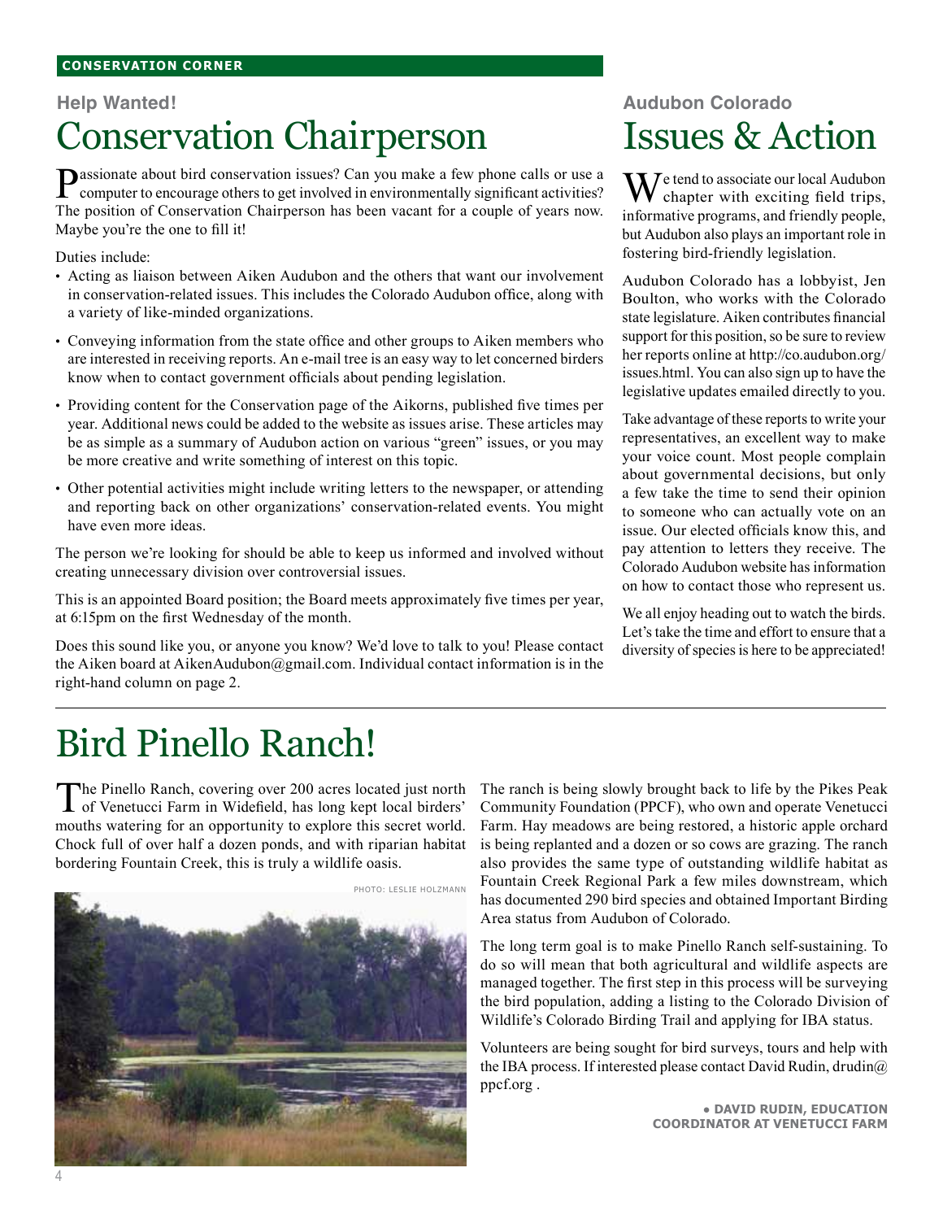CONSERVATION CORNER

### Help Wanted!

# Conservation Chairperson

Passionate about bird conservation issues? Can you make a few phone calls or use a computer to encourage others to get involved in environmentally significant activities? The position of Conservation Chairperson has been vacant for a couple of years now. Maybe you're the one to fill it!

Duties include:

- Acting as liaison between Aiken Audubon and the others that want our involvement in conservation-related issues. This includes the Colorado Audubon office, along with a variety of like-minded organizations.
- Conveying information from the state office and other groups to Aiken members who are interested in receiving reports. An e-mail tree is an easy way to let concerned birders know when to contact government officials about pending legislation.
- Providing content for the Conservation page of the Aikorns, published five times per year. Additional news could be added to the website as issues arise. These articles may be as simple as a summary of Audubon action on various "green" issues, or you may be more creative and write something of interest on this topic.
- Other potential activities might include writing letters to the newspaper, or attending and reporting back on other organizations' conservation-related events. You might have even more ideas.

The person we're looking for should be able to keep us informed and involved without creating unnecessary division over controversial issues.

This is an appointed Board position; the Board meets approximately five times per year, at 6:15pm on the first Wednesday of the month.

Does this sound like you, or anyone you know? We'd love to talk to you! Please contact the Aiken board at AikenAudubon@gmail.com. Individual contact information is in the right-hand column on page 2.

### Audubon Colorado

# Issues & Action

We tend to associate our local Audubon chapter with exciting field trips, informative programs, and friendly people, but Audubon also plays an important role in fostering bird-friendly legislation.

Audubon Colorado has a lobbyist, Jen Boulton, who works with the Colorado state legislature. Aiken contributes financial support for this position, so be sure to review her reports online at http://co.audubon.org/issues.html. You can also sign up to have the legislative updates emailed directly to you.

Take advantage of these reports to write your representatives, an excellent way to make your voice count. Most people complain about governmental decisions, but only a few take the time to send their opinion to someone who can actually vote on an issue. Our elected officials know this, and pay attention to letters they receive. The Colorado Audubon website has information on how to contact those who represent us.

We all enjoy heading out to watch the birds. Let's take the time and effort to ensure that a diversity of species is here to be appreciated!

# Bird Pinello Ranch!

The Pinello Ranch, covering over 200 acres located just north of Venetucci Farm in Widefield, has long kept local birders' mouths watering for an opportunity to explore this secret world. Chock full of over half a dozen ponds, and with riparian habitat bordering Fountain Creek, this is truly a wildlife oasis.

PHOTO: LESLIE HOLZMANN

The ranch is being slowly brought back to life by the Pikes Peak Community Foundation (PPCF), who own and operate Venetucci Farm. Hay meadows are being restored, a historic apple orchard is being replanted and a dozen or so cows are grazing. The ranch also provides the same type of outstanding wildlife habitat as Fountain Creek Regional Park a few miles downstream, which has documented 290 bird species and obtained Important Birding Area status from Audubon of Colorado.

The long term goal is to make Pinello Ranch self-sustaining. To do so will mean that both agricultural and wildlife aspects are managed together. The first step in this process will be surveying the bird population, adding a listing to the Colorado Division of Wildlife's Colorado Birding Trail and applying for IBA status.

Volunteers are being sought for bird surveys, tours and help with the IBA process. If interested please contact David Rudin, drudin@ppcf.org .

**• DAVID RUDIN, EDUCATION COORDINATOR AT VENETUCCI FARM**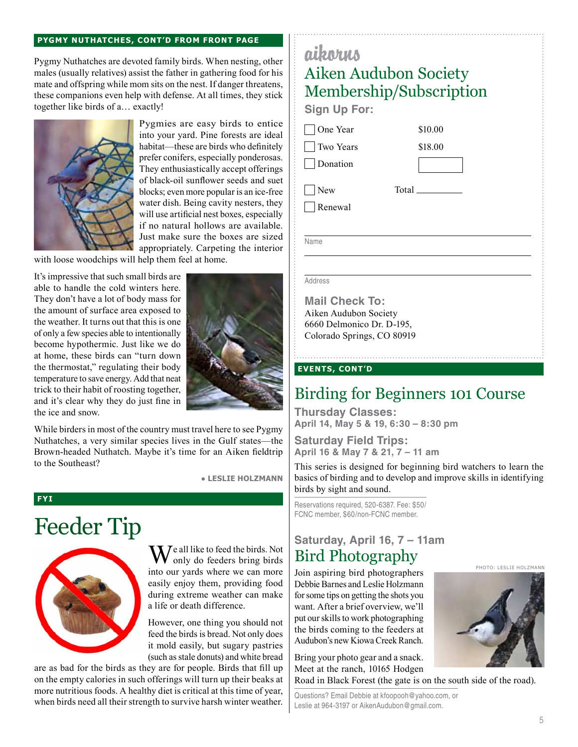## PYGMY NUTHATCHES, CONT'D FROM FRONT PAGE

Pygmy Nuthatches are devoted family birds. When nesting, other males (usually relatives) assist the father in gathering food for his mate and offspring while mom sits on the nest. If danger threatens, these companions even help with defense. At all times, they stick together like birds of a… exactly!

Pygmies are easy birds to entice into your yard. Pine forests are ideal habitat—these are birds who definitely prefer conifers, especially ponderosas. They enthusiastically accept offerings of black-oil sunflower seeds and suet blocks; even more popular is an ice-free water dish. Being cavity nesters, they will use artificial nest boxes, especially if no natural hollows are available. Just make sure the boxes are sized appropriately. Carpeting the interior with loose woodchips will help them feel at home.

It's impressive that such small birds are able to handle the cold winters here. They don't have a lot of body mass for the amount of surface area exposed to the weather. It turns out that this is one of only a few species able to intentionally become hypothermic. Just like we do at home, these birds can "turn down the thermostat," regulating their body temperature to save energy. Add that neat trick to their habit of roosting together, and it's clear why they do just fine in the ice and snow.

While birders in most of the country must travel here to see Pygmy Nuthatches, a very similar species lives in the Gulf states—the Brown-headed Nuthatch. Maybe it's time for an Aiken fieldtrip to the Southeast?

• LESLIE HOLZMANN

## FYI

# Feeder Tip

We all like to feed the birds. Not only do feeders bring birds into our yards where we can more easily enjoy them, providing food during extreme weather can make a life or death difference.

However, one thing you should not feed the birds is bread. Not only does it mold easily, but sugary pastries (such as stale donuts) and white bread are as bad for the birds as they are for people. Birds that fill up on the empty calories in such offerings will turn up their beaks at more nutritious foods. A healthy diet is critical at this time of year, when birds need all their strength to survive harsh winter weather.

---

aikorns

# Aiken Audubon Society Membership/Subscription

### Sign Up For:

- ☐ One Year $10.00
- ☐ Two Years $18.00
- ☐ Donation ______

- ☐ New
- ☐ Renewal

Total ______

Name ______________________

Address ______________________

### Mail Check To:

Aiken Audubon Society
6660 Delmonico Dr. D-195,
Colorado Springs, CO 80919

## EVENTS, CONT'D

# Birding for Beginners 101 Course

**Thursday Classes:**
**April 14, May 5 & 19, 6:30 – 8:30 pm**

**Saturday Field Trips:**
**April 16 & May 7 & 21, 7 – 11 am**

This series is designed for beginning bird watchers to learn the basics of birding and to develop and improve skills in identifying birds by sight and sound.

Reservations required, 520-6387. Fee: $50/ FCNC member, $60/non-FCNC member.

**Saturday, April 16, 7 – 11am**

# Bird Photography

Join aspiring bird photographers Debbie Barnes and Leslie Holzmann for some tips on getting the shots you want. After a brief overview, we'll put our skills to work photographing the birds coming to the feeders at Audubon's new Kiowa Creek Ranch.

PHOTO: LESLIE HOLZMANN

Bring your photo gear and a snack. Meet at the ranch, 10165 Hodgen Road in Black Forest (the gate is on the south side of the road).

Questions? Email Debbie at kfoopooh@yahoo.com, or Leslie at 964-3197 or AikenAudubon@gmail.com.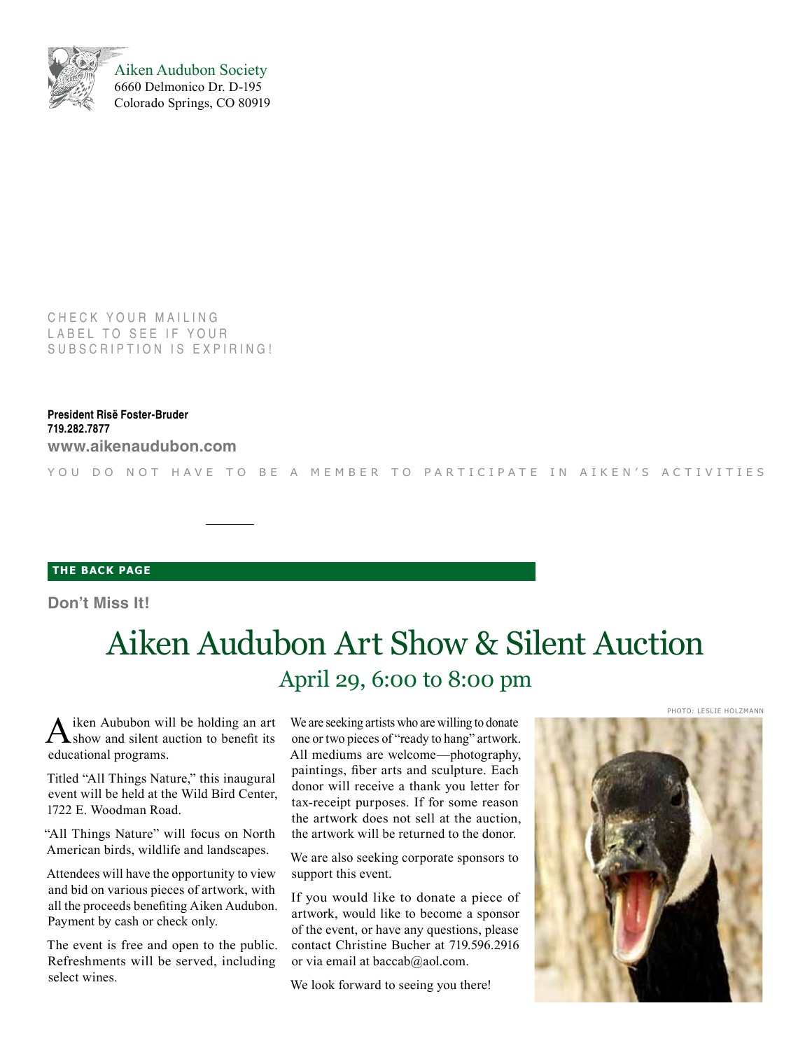Aiken Audubon Society
6660 Delmonico Dr. D-195
Colorado Springs, CO 80919

CHECK YOUR MAILING LABEL TO SEE IF YOUR SUBSCRIPTION IS EXPIRING!

**President Risë Foster-Bruder**
**719.282.7877**
**www.aikenaudubon.com**

YOU DO NOT HAVE TO BE A MEMBER TO PARTICIPATE IN AIKEN'S ACTIVITIES

**THE BACK PAGE**

**Don't Miss It!**

# Aiken Audubon Art Show & Silent Auction

## April 29, 6:00 to 8:00 pm

Aiken Aububon will be holding an art show and silent auction to benefit its educational programs.

Titled "All Things Nature," this inaugural event will be held at the Wild Bird Center, 1722 E. Woodman Road.

"All Things Nature" will focus on North American birds, wildlife and landscapes.

Attendees will have the opportunity to view and bid on various pieces of artwork, with all the proceeds benefiting Aiken Audubon. Payment by cash or check only.

The event is free and open to the public. Refreshments will be served, including select wines.

We are seeking artists who are willing to donate one or two pieces of "ready to hang" artwork. All mediums are welcome—photography, paintings, fiber arts and sculpture. Each donor will receive a thank you letter for tax-receipt purposes. If for some reason the artwork does not sell at the auction, the artwork will be returned to the donor.

We are also seeking corporate sponsors to support this event.

If you would like to donate a piece of artwork, would like to become a sponsor of the event, or have any questions, please contact Christine Bucher at 719.596.2916 or via email at baccab@aol.com.

We look forward to seeing you there!

PHOTO: LESLIE HOLZMANN